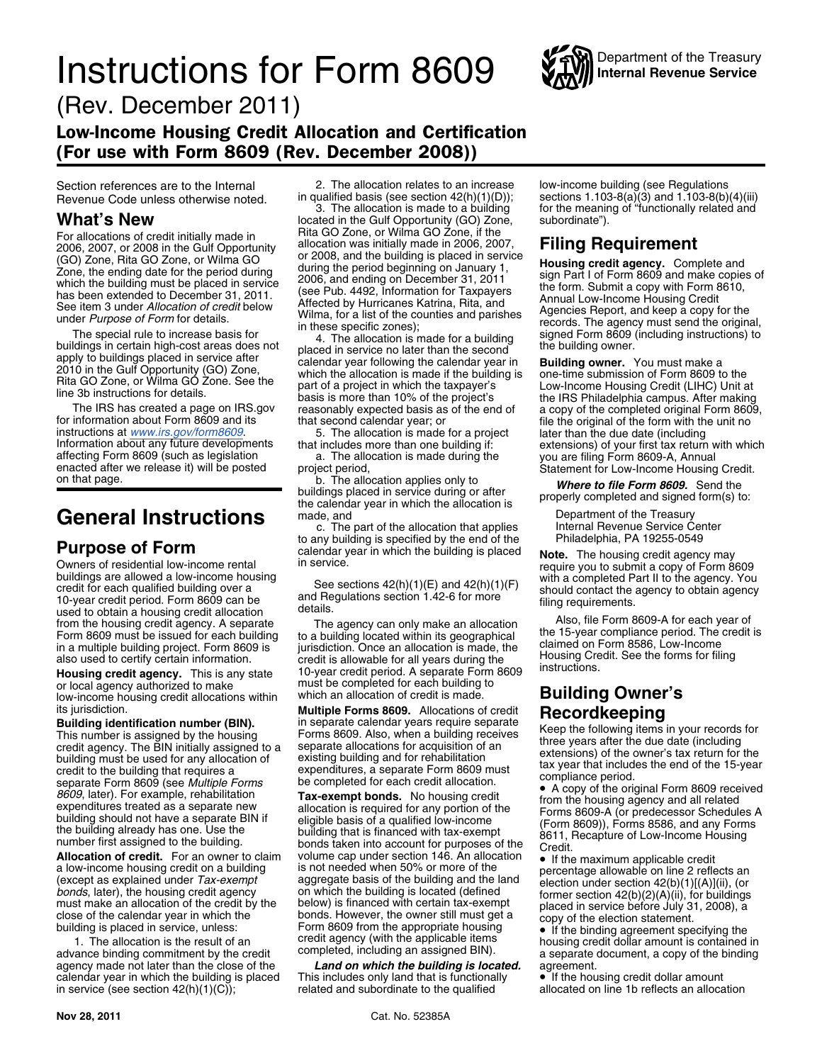# Instructions for Form 8609

Department of the Treasury
**Internal Revenue Service**

(Rev. December 2011)

## Low-Income Housing Credit Allocation and Certification (For use with Form 8609 (Rev. December 2008))

Section references are to the Internal Revenue Code unless otherwise noted.

## What's New

For allocations of credit initially made in 2006, 2007, or 2008 in the Gulf Opportunity (GO) Zone, Rita GO Zone, or Wilma GO Zone, the ending date for the period during which the building must be placed in service has been extended to December 31, 2011. See item 3 under *Allocation of credit* below under *Purpose of Form* for details.

The special rule to increase basis for buildings in certain high-cost areas does not apply to buildings placed in service after 2010 in the Gulf Opportunity (GO) Zone, Rita GO Zone, or Wilma GO Zone. See the line 3b instructions for details.

The IRS has created a page on IRS.gov for information about Form 8609 and its instructions at *www.irs.gov/form8609*. Information about any future developments affecting Form 8609 (such as legislation enacted after we release it) will be posted on that page.

# General Instructions

## Purpose of Form

Owners of residential low-income rental buildings are allowed a low-income housing credit for each qualified building over a 10-year credit period. Form 8609 can be used to obtain a housing credit allocation from the housing credit agency. A separate Form 8609 must be issued for each building in a multiple building project. Form 8609 is also used to certify certain information.

**Housing credit agency.** This is any state or local agency authorized to make low-income housing credit allocations within its jurisdiction.

**Building identification number (BIN).** This number is assigned by the housing credit agency. The BIN initially assigned to a building must be used for any allocation of credit to the building that requires a separate Form 8609 (see *Multiple Forms 8609*, later). For example, rehabilitation expenditures treated as a separate new building should not have a separate BIN if the building already has one. Use the number first assigned to the building.

**Allocation of credit.** For an owner to claim a low-income housing credit on a building (except as explained under *Tax-exempt bonds*, later), the housing credit agency must make an allocation of the credit by the close of the calendar year in which the building is placed in service, unless:

1. The allocation is the result of an advance binding commitment by the credit agency made not later than the close of the calendar year in which the building is placed in service (see section 42(h)(1)(C));

2. The allocation relates to an increase in qualified basis (see section 42(h)(1)(D));

3. The allocation is made to a building located in the Gulf Opportunity (GO) Zone, Rita GO Zone, or Wilma GO Zone, if the allocation was initially made in 2006, 2007, or 2008, and the building is placed in service during the period beginning on January 1, 2006, and ending on December 31, 2011 (see Pub. 4492, Information for Taxpayers Affected by Hurricanes Katrina, Rita, and Wilma, for a list of the counties and parishes in these specific zones);

4. The allocation is made for a building placed in service no later than the second calendar year following the calendar year in which the allocation is made if the building is part of a project in which the taxpayer's basis is more than 10% of the project's reasonably expected basis as of the end of that second calendar year; or

5. The allocation is made for a project that includes more than one building if:

a. The allocation is made during the project period,

b. The allocation applies only to buildings placed in service during or after the calendar year in which the allocation is made, and

c. The part of the allocation that applies to any building is specified by the end of the calendar year in which the building is placed in service.

See sections 42(h)(1)(E) and 42(h)(1)(F) and Regulations section 1.42-6 for more details.

The agency can only make an allocation to a building located within its geographical jurisdiction. Once an allocation is made, the credit is allowable for all years during the 10-year credit period. A separate Form 8609 must be completed for each building to which an allocation of credit is made.

**Multiple Forms 8609.** Allocations of credit in separate calendar years require separate Forms 8609. Also, when a building receives separate allocations for acquisition of an existing building and for rehabilitation expenditures, a separate Form 8609 must be completed for each credit allocation.

**Tax-exempt bonds.** No housing credit allocation is required for any portion of the eligible basis of a qualified low-income building that is financed with tax-exempt bonds taken into account for purposes of the volume cap under section 146. An allocation is not needed when 50% or more of the aggregate basis of the building and the land on which the building is located (defined below) is financed with certain tax-exempt bonds. However, the owner still must get a Form 8609 from the appropriate housing credit agency (with the applicable items completed, including an assigned BIN).

***Land on which the building is located.*** This includes only land that is functionally related and subordinate to the qualified low-income building (see Regulations sections 1.103-8(a)(3) and 1.103-8(b)(4)(iii) for the meaning of "functionally related and subordinate").

## Filing Requirement

**Housing credit agency.** Complete and sign Part I of Form 8609 and make copies of the form. Submit a copy with Form 8610, Annual Low-Income Housing Credit Agencies Report, and keep a copy for the records. The agency must send the original, signed Form 8609 (including instructions) to the building owner.

**Building owner.** You must make a one-time submission of Form 8609 to the Low-Income Housing Credit (LIHC) Unit at the IRS Philadelphia campus. After making a copy of the completed original Form 8609, file the original of the form with the unit no later than the due date (including extensions) of your first tax return with which you are filing Form 8609-A, Annual Statement for Low-Income Housing Credit.

***Where to file Form 8609.*** Send the properly completed and signed form(s) to:

Department of the Treasury
Internal Revenue Service Center
Philadelphia, PA 19255-0549

**Note.** The housing credit agency may require you to submit a copy of Form 8609 with a completed Part II to the agency. You should contact the agency to obtain agency filing requirements.

Also, file Form 8609-A for each year of the 15-year compliance period. The credit is claimed on Form 8586, Low-Income Housing Credit. See the forms for filing instructions.

## Building Owner's Recordkeeping

Keep the following items in your records for three years after the due date (including extensions) of the owner's tax return for the tax year that includes the end of the 15-year compliance period.

- A copy of the original Form 8609 received from the housing agency and all related Forms 8609-A (or predecessor Schedules A (Form 8609)), Forms 8586, and any Forms 8611, Recapture of Low-Income Housing Credit.
- If the maximum applicable credit percentage allowable on line 2 reflects an election under section 42(b)(1)[(A)](ii), (or former section 42(b)(2)(A)(ii), for buildings placed in service before July 31, 2008), a copy of the election statement.
- If the binding agreement specifying the housing credit dollar amount is contained in a separate document, a copy of the binding agreement.
- If the housing credit dollar amount allocated on line 1b reflects an allocation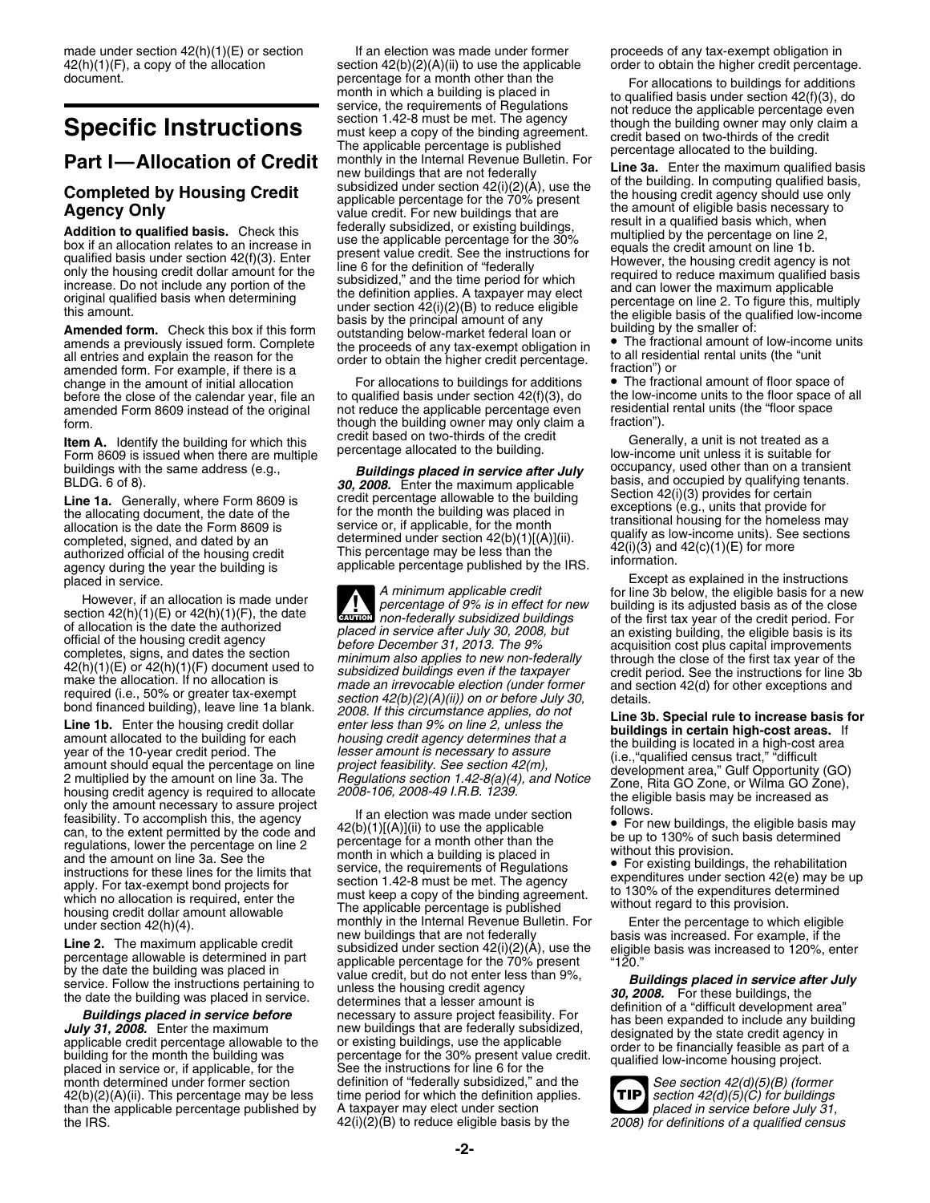made under section 42(h)(1)(E) or section 42(h)(1)(F), a copy of the allocation document.

# Specific Instructions

## Part I—Allocation of Credit

### Completed by Housing Credit Agency Only

**Addition to qualified basis.** Check this box if an allocation relates to an increase in qualified basis under section 42(f)(3). Enter only the housing credit dollar amount for the increase. Do not include any portion of the original qualified basis when determining this amount.

**Amended form.** Check this box if this form amends a previously issued form. Complete all entries and explain the reason for the amended form. For example, if there is a change in the amount of initial allocation before the close of the calendar year, file an amended Form 8609 instead of the original form.

**Item A.** Identify the building for which this Form 8609 is issued when there are multiple buildings with the same address (e.g., BLDG. 6 of 8).

**Line 1a.** Generally, where Form 8609 is the allocating document, the date of the allocation is the date the Form 8609 is completed, signed, and dated by an authorized official of the housing credit agency during the year the building is placed in service.

However, if an allocation is made under section 42(h)(1)(E) or 42(h)(1)(F), the date of allocation is the date the authorized official of the housing credit agency completes, signs, and dates the section 42(h)(1)(E) or 42(h)(1)(F) document used to make the allocation. If no allocation is required (i.e., 50% or greater tax-exempt bond financed building), leave line 1a blank.

**Line 1b.** Enter the housing credit dollar amount allocated to the building for each year of the 10-year credit period. The amount should equal the percentage on line 2 multiplied by the amount on line 3a. The housing credit agency is required to allocate only the amount necessary to assure project feasibility. To accomplish this, the agency can, to the extent permitted by the code and regulations, lower the percentage on line 2 and the amount on line 3a. See the instructions for these lines for the limits that apply. For tax-exempt bond projects for which no allocation is required, enter the housing credit dollar amount allowable under section 42(h)(4).

**Line 2.** The maximum applicable credit percentage allowable is determined in part by the date the building was placed in service. Follow the instructions pertaining to the date the building was placed in service.

***Buildings placed in service before July 31, 2008.*** Enter the maximum applicable credit percentage allowable to the building for the month the building was placed in service or, if applicable, for the month determined under former section 42(b)(2)(A)(ii). This percentage may be less than the applicable percentage published by the IRS.

If an election was made under former section 42(b)(2)(A)(ii) to use the applicable percentage for a month other than the month in which a building is placed in service, the requirements of Regulations section 1.42-8 must be met. The agency must keep a copy of the binding agreement. The applicable percentage is published monthly in the Internal Revenue Bulletin. For new buildings that are not federally subsidized under section 42(i)(2)(A), use the applicable percentage for the 70% present value credit. For new buildings that are federally subsidized, or existing buildings, use the applicable percentage for the 30% present value credit. See the instructions for line 6 for the definition of "federally subsidized," and the time period for which the definition applies. A taxpayer may elect under section 42(i)(2)(B) to reduce eligible basis by the principal amount of any outstanding below-market federal loan or the proceeds of any tax-exempt obligation in order to obtain the higher credit percentage.

For allocations to buildings for additions to qualified basis under section 42(f)(3), do not reduce the applicable percentage even though the building owner may only claim a credit based on two-thirds of the credit percentage allocated to the building.

***Buildings placed in service after July 30, 2008.*** Enter the maximum applicable credit percentage allowable to the building for the month the building was placed in service or, if applicable, for the month determined under section 42(b)(1)[(A)](ii). This percentage may be less than the applicable percentage published by the IRS.

**CAUTION** *A minimum applicable credit percentage of 9% is in effect for new non-federally subsidized buildings placed in service after July 30, 2008, but before December 31, 2013. The 9% minimum also applies to new non-federally subsidized buildings even if the taxpayer made an irrevocable election (under former section 42(b)(2)(A)(ii)) on or before July 30, 2008. If this circumstance applies, do not enter less than 9% on line 2, unless the housing credit agency determines that a lesser amount is necessary to assure project feasibility. See section 42(m), Regulations section 1.42-8(a)(4), and Notice 2008-106, 2008-49 I.R.B. 1239.*

If an election was made under section 42(b)(1)[(A)](ii) to use the applicable percentage for a month other than the month in which a building is placed in service, the requirements of Regulations section 1.42-8 must be met. The agency must keep a copy of the binding agreement. The applicable percentage is published monthly in the Internal Revenue Bulletin. For new buildings that are not federally subsidized under section 42(i)(2)(A), use the applicable percentage for the 70% present value credit, but do not enter less than 9%, unless the housing credit agency determines that a lesser amount is necessary to assure project feasibility. For new buildings that are federally subsidized, or existing buildings, use the applicable percentage for the 30% present value credit. See the instructions for line 6 for the definition of "federally subsidized," and the time period for which the definition applies. A taxpayer may elect under section 42(i)(2)(B) to reduce eligible basis by the proceeds of any tax-exempt obligation in order to obtain the higher credit percentage.

For allocations to buildings for additions to qualified basis under section 42(f)(3), do not reduce the applicable percentage even though the building owner may only claim a credit based on two-thirds of the credit percentage allocated to the building.

**Line 3a.** Enter the maximum qualified basis of the building. In computing qualified basis, the housing credit agency should use only the amount of eligible basis necessary to result in a qualified basis which, when multiplied by the percentage on line 2, equals the credit amount on line 1b. However, the housing credit agency is not required to reduce maximum qualified basis and can lower the maximum applicable percentage on line 2. To figure this, multiply the eligible basis of the qualified low-income building by the smaller of:

- The fractional amount of low-income units to all residential rental units (the "unit fraction") or
- The fractional amount of floor space of the low-income units to the floor space of all residential rental units (the "floor space fraction").

Generally, a unit is not treated as a low-income unit unless it is suitable for occupancy, used other than on a transient basis, and occupied by qualifying tenants. Section 42(i)(3) provides for certain exceptions (e.g., units that provide for transitional housing for the homeless may qualify as low-income units). See sections 42(i)(3) and 42(c)(1)(E) for more information.

Except as explained in the instructions for line 3b below, the eligible basis for a new building is its adjusted basis as of the close of the first tax year of the credit period. For an existing building, the eligible basis is its acquisition cost plus capital improvements through the close of the first tax year of the credit period. See the instructions for line 3b and section 42(d) for other exceptions and details.

**Line 3b. Special rule to increase basis for buildings in certain high-cost areas.** If the building is located in a high-cost area (i.e.,"qualified census tract," "difficult development area," Gulf Opportunity (GO) Zone, Rita GO Zone, or Wilma GO Zone), the eligible basis may be increased as follows.

- For new buildings, the eligible basis may be up to 130% of such basis determined without this provision.
- For existing buildings, the rehabilitation expenditures under section 42(e) may be up to 130% of the expenditures determined without regard to this provision.

Enter the percentage to which eligible basis was increased. For example, if the eligible basis was increased to 120%, enter "120."

***Buildings placed in service after July 30, 2008.*** For these buildings, the definition of a "difficult development area" has been expanded to include any building designated by the state credit agency in order to be financially feasible as part of a qualified low-income housing project.

**TIP** *See section 42(d)(5)(B) (former section 42(d)(5)(C) for buildings placed in service before July 31, 2008) for definitions of a qualified census*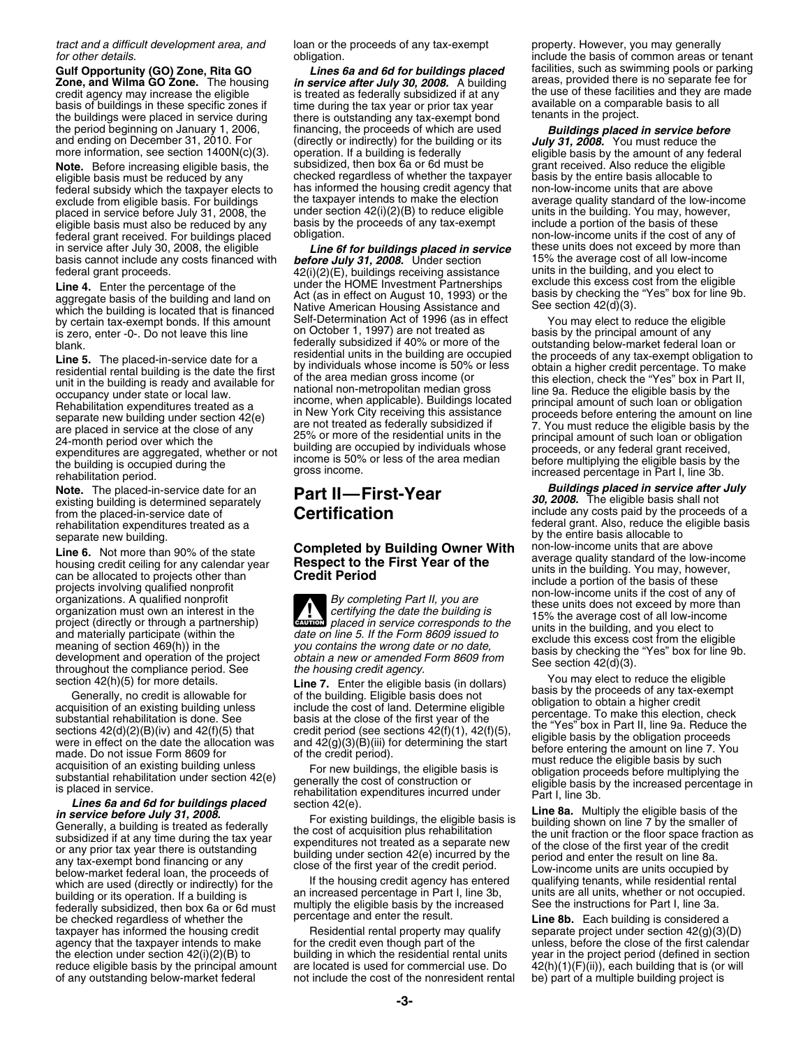tract and a difficult development area, and for other details.

**Gulf Opportunity (GO) Zone, Rita GO Zone, and Wilma GO Zone.** The housing credit agency may increase the eligible basis of buildings in these specific zones if the buildings were placed in service during the period beginning on January 1, 2006, and ending on December 31, 2010. For more information, see section 1400N(c)(3).

**Note.** Before increasing eligible basis, the eligible basis must be reduced by any federal subsidy which the taxpayer elects to exclude from eligible basis. For buildings placed in service before July 31, 2008, the eligible basis must also be reduced by any federal grant received. For buildings placed in service after July 30, 2008, the eligible basis cannot include any costs financed with federal grant proceeds.

**Line 4.** Enter the percentage of the aggregate basis of the building and land on which the building is located that is financed by certain tax-exempt bonds. If this amount is zero, enter -0-. Do not leave this line blank.

**Line 5.** The placed-in-service date for a residential rental building is the date the first unit in the building is ready and available for occupancy under state or local law. Rehabilitation expenditures treated as a separate new building under section 42(e) are placed in service at the close of any 24-month period over which the expenditures are aggregated, whether or not the building is occupied during the rehabilitation period.

**Note.** The placed-in-service date for an existing building is determined separately from the placed-in-service date of rehabilitation expenditures treated as a separate new building.

**Line 6.** Not more than 90% of the state housing credit ceiling for any calendar year can be allocated to projects other than projects involving qualified nonprofit organizations. A qualified nonprofit organization must own an interest in the project (directly or through a partnership) and materially participate (within the meaning of section 469(h)) in the development and operation of the project throughout the compliance period. See section 42(h)(5) for more details.

Generally, no credit is allowable for acquisition of an existing building unless substantial rehabilitation is done. See sections 42(d)(2)(B)(iv) and 42(f)(5) that were in effect on the date the allocation was made. Do not issue Form 8609 for acquisition of an existing building unless substantial rehabilitation under section 42(e) is placed in service.

***Lines 6a and 6d for buildings placed in service before July 31, 2008.*** Generally, a building is treated as federally subsidized if at any time during the tax year or any prior tax year there is outstanding any tax-exempt bond financing or any below-market federal loan, the proceeds of which are used (directly or indirectly) for the building or its operation. If a building is federally subsidized, then box 6a or 6d must be checked regardless of whether the taxpayer has informed the housing credit agency that the taxpayer intends to make the election under section 42(i)(2)(B) to reduce eligible basis by the principal amount of any outstanding below-market federal loan or the proceeds of any tax-exempt obligation.

***Lines 6a and 6d for buildings placed in service after July 30, 2008.*** A building is treated as federally subsidized if at any time during the tax year or prior tax year there is outstanding any tax-exempt bond financing, the proceeds of which are used (directly or indirectly) for the building or its operation. If a building is federally subsidized, then box 6a or 6d must be checked regardless of whether the taxpayer has informed the housing credit agency that the taxpayer intends to make the election under section 42(i)(2)(B) to reduce eligible basis by the proceeds of any tax-exempt obligation.

***Line 6f for buildings placed in service before July 31, 2008.*** Under section 42(i)(2)(E), buildings receiving assistance under the HOME Investment Partnerships Act (as in effect on August 10, 1993) or the Native American Housing Assistance and Self-Determination Act of 1996 (as in effect on October 1, 1997) are not treated as federally subsidized if 40% or more of the residential units in the building are occupied by individuals whose income is 50% or less of the area median gross income (or national non-metropolitan median gross income, when applicable). Buildings located in New York City receiving this assistance are not treated as federally subsidized if 25% or more of the residential units in the building are occupied by individuals whose income is 50% or less of the area median gross income.

## Part II—First-Year Certification

### Completed by Building Owner With Respect to the First Year of the Credit Period

**CAUTION** *By completing Part II, you are certifying the date the building is placed in service corresponds to the date on line 5. If the Form 8609 issued to you contains the wrong date or no date, obtain a new or amended Form 8609 from the housing credit agency.*

**Line 7.** Enter the eligible basis (in dollars) of the building. Eligible basis does not include the cost of land. Determine eligible basis at the close of the first year of the credit period (see sections 42(f)(1), 42(f)(5), and 42(g)(3)(B)(iii) for determining the start of the credit period).

For new buildings, the eligible basis is generally the cost of construction or rehabilitation expenditures incurred under section 42(e).

For existing buildings, the eligible basis is the cost of acquisition plus rehabilitation expenditures not treated as a separate new building under section 42(e) incurred by the close of the first year of the credit period.

If the housing credit agency has entered an increased percentage in Part I, line 3b, multiply the eligible basis by the increased percentage and enter the result.

Residential rental property may qualify for the credit even though part of the building in which the residential rental units are located is used for commercial use. Do not include the cost of the nonresident rental property. However, you may generally include the basis of common areas or tenant facilities, such as swimming pools or parking areas, provided there is no separate fee for the use of these facilities and they are made available on a comparable basis to all tenants in the project.

***Buildings placed in service before July 31, 2008.*** You must reduce the eligible basis by the amount of any federal grant received. Also reduce the eligible basis by the entire basis allocable to non-low-income units that are above average quality standard of the low-income units in the building. You may, however, include a portion of the basis of these non-low-income units if the cost of any of these units does not exceed by more than 15% the average cost of all low-income units in the building, and you elect to exclude this excess cost from the eligible basis by checking the "Yes" box for line 9b. See section 42(d)(3).

You may elect to reduce the eligible basis by the principal amount of any outstanding below-market federal loan or the proceeds of any tax-exempt obligation to obtain a higher credit percentage. To make this election, check the "Yes" box in Part II, line 9a. Reduce the eligible basis by the principal amount of such loan or obligation proceeds before entering the amount on line 7. You must reduce the eligible basis by the principal amount of such loan or obligation proceeds, or any federal grant received, before multiplying the eligible basis by the increased percentage in Part I, line 3b.

***Buildings placed in service after July 30, 2008.*** The eligible basis shall not include any costs paid by the proceeds of a federal grant. Also, reduce the eligible basis by the entire basis allocable to non-low-income units that are above average quality standard of the low-income units in the building. You may, however, include a portion of the basis of these non-low-income units if the cost of any of these units does not exceed by more than 15% the average cost of all low-income units in the building, and you elect to exclude this excess cost from the eligible basis by checking the "Yes" box for line 9b. See section 42(d)(3).

You may elect to reduce the eligible basis by the proceeds of any tax-exempt obligation to obtain a higher credit percentage. To make this election, check the "Yes" box in Part II, line 9a. Reduce the eligible basis by the obligation proceeds before entering the amount on line 7. You must reduce the eligible basis by such obligation proceeds before multiplying the eligible basis by the increased percentage in Part I, line 3b.

**Line 8a.** Multiply the eligible basis of the building shown on line 7 by the smaller of the unit fraction or the floor space fraction as of the close of the first year of the credit period and enter the result on line 8a. Low-income units are units occupied by qualifying tenants, while residential rental units are all units, whether or not occupied. See the instructions for Part I, line 3a.

**Line 8b.** Each building is considered a separate project under section 42(g)(3)(D) unless, before the close of the first calendar year in the project period (defined in section 42(h)(1)(F)(ii)), each building that is (or will be) part of a multiple building project is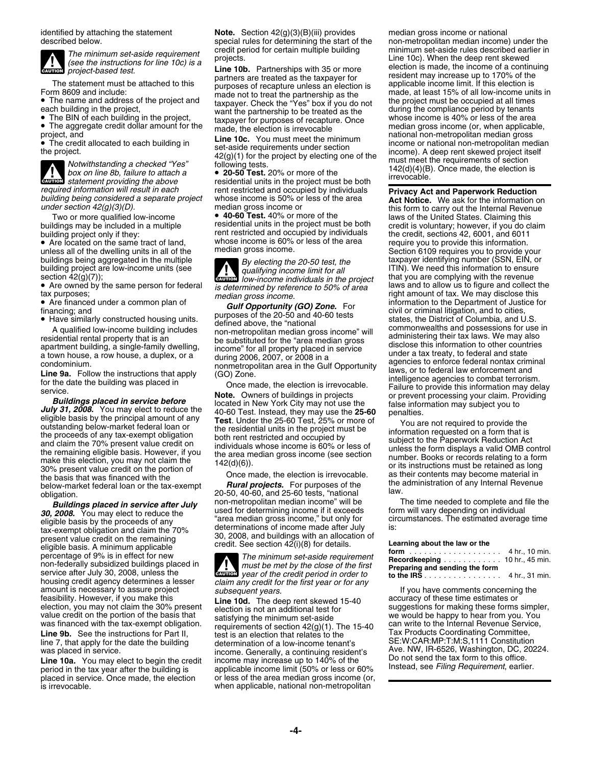identified by attaching the statement described below.

> **CAUTION:** *The minimum set-aside requirement (see the instructions for line 10c) is a project-based test.*

The statement must be attached to this Form 8609 and include:

- The name and address of the project and each building in the project,
- The BIN of each building in the project,
- The aggregate credit dollar amount for the project, and
- The credit allocated to each building in the project.

> **CAUTION:** *Notwithstanding a checked "Yes" box on line 8b, failure to attach a statement providing the above required information will result in each building being considered a separate project under section 42(g)(3)(D).*

Two or more qualified low-income buildings may be included in a multiple building project only if they:

- Are located on the same tract of land, unless all of the dwelling units in all of the buildings being aggregated in the multiple building project are low-income units (see section 42(g)(7));
- Are owned by the same person for federal tax purposes;
- Are financed under a common plan of financing; and
- Have similarly constructed housing units.

A qualified low-income building includes residential rental property that is an apartment building, a single-family dwelling, a town house, a row house, a duplex, or a condominium.

**Line 9a.** Follow the instructions that apply for the date the building was placed in service.

***Buildings placed in service before July 31, 2008.*** You may elect to reduce the eligible basis by the principal amount of any outstanding below-market federal loan or the proceeds of any tax-exempt obligation and claim the 70% present value credit on the remaining eligible basis. However, if you make this election, you may not claim the 30% present value credit on the portion of the basis that was financed with the below-market federal loan or the tax-exempt obligation.

***Buildings placed in service after July 30, 2008.*** You may elect to reduce the eligible basis by the proceeds of any tax-exempt obligation and claim the 70% present value credit on the remaining eligible basis. A minimum applicable percentage of 9% is in effect for new non-federally subsidized buildings placed in service after July 30, 2008, unless the housing credit agency determines a lesser amount is necessary to assure project feasibility. However, if you make this election, you may not claim the 30% present value credit on the portion of the basis that was financed with the tax-exempt obligation.

**Line 9b.** See the instructions for Part II, line 7, that apply for the date the building was placed in service.

**Line 10a.** You may elect to begin the credit period in the tax year after the building is placed in service. Once made, the election is irrevocable.

**Note.** Section 42(g)(3)(B)(iii) provides special rules for determining the start of the credit period for certain multiple building projects.

**Line 10b.** Partnerships with 35 or more partners are treated as the taxpayer for purposes of recapture unless an election is made not to treat the partnership as the taxpayer. Check the "Yes" box if you do not want the partnership to be treated as the taxpayer for purposes of recapture. Once made, the election is irrevocable

**Line 10c.** You must meet the minimum set-aside requirements under section 42(g)(1) for the project by electing one of the following tests.

- **20-50 Test.** 20% or more of the residential units in the project must be both rent restricted and occupied by individuals whose income is 50% or less of the area median gross income or
- **40-60 Test.** 40% or more of the residential units in the project must be both rent restricted and occupied by individuals whose income is 60% or less of the area median gross income.

> **CAUTION:** *By electing the 20-50 test, the qualifying income limit for all low-income individuals in the project is determined by reference to 50% of area median gross income.*

***Gulf Opportunity (GO) Zone.*** For purposes of the 20-50 and 40-60 tests defined above, the "national non-metropolitan median gross income" will be substituted for the "area median gross income" for all property placed in service during 2006, 2007, or 2008 in a nonmetropolitan area in the Gulf Opportunity (GO) Zone.

Once made, the election is irrevocable.

**Note.** Owners of buildings in projects located in New York City may not use the 40-60 Test. Instead, they may use the **25-60 Test**. Under the 25-60 Test, 25% or more of the residential units in the project must be both rent restricted and occupied by individuals whose income is 60% or less of the area median gross income (see section 142(d)(6)).

Once made, the election is irrevocable.

***Rural projects.*** For purposes of the 20-50, 40-60, and 25-60 tests, "national non-metropolitan median income" will be used for determining income if it exceeds "area median gross income," but only for determinations of income made after July 30, 2008, and buildings with an allocation of credit. See section 42(i)(8) for details.

> **CAUTION:** *The minimum set-aside requirement must be met by the close of the first year of the credit period in order to claim any credit for the first year or for any subsequent years.*

**Line 10d.** The deep rent skewed 15-40 election is not an additional test for satisfying the minimum set-aside requirements of section 42(g)(1). The 15-40 test is an election that relates to the determination of a low-income tenant's income. Generally, a continuing resident's income may increase up to 140% of the applicable income limit (50% or less or 60% or less of the area median gross income (or, when applicable, national non-metropolitan median gross income or national non-metropolitan median income) under the minimum set-aside rules described earlier in Line 10c). When the deep rent skewed election is made, the income of a continuing resident may increase up to 170% of the applicable income limit. If this election is made, at least 15% of all low-income units in the project must be occupied at all times during the compliance period by tenants whose income is 40% or less of the area median gross income (or, when applicable, national non-metropolitan median gross income or national non-metropolitan median income). A deep rent skewed project itself must meet the requirements of section 142(d)(4)(B). Once made, the election is irrevocable.

**Privacy Act and Paperwork Reduction Act Notice.** We ask for the information on this form to carry out the Internal Revenue laws of the United States. Claiming this credit is voluntary; however, if you do claim the credit, sections 42, 6001, and 6011 require you to provide this information. Section 6109 requires you to provide your taxpayer identifying number (SSN, EIN, or ITIN). We need this information to ensure that you are complying with the revenue laws and to allow us to figure and collect the right amount of tax. We may disclose this information to the Department of Justice for civil or criminal litigation, and to cities, states, the District of Columbia, and U.S. commonwealths and possessions for use in administering their tax laws. We may also disclose this information to other countries under a tax treaty, to federal and state agencies to enforce federal nontax criminal laws, or to federal law enforcement and intelligence agencies to combat terrorism. Failure to provide this information may delay or prevent processing your claim. Providing false information may subject you to penalties.

You are not required to provide the information requested on a form that is subject to the Paperwork Reduction Act unless the form displays a valid OMB control number. Books or records relating to a form or its instructions must be retained as long as their contents may become material in the administration of any Internal Revenue law.

The time needed to complete and file the form will vary depending on individual circumstances. The estimated average time is:

| | |
|---|---|
| **Learning about the law or the form** | 4 hr., 10 min. |
| **Recordkeeping** | 10 hr., 45 min. |
| **Preparing and sending the form to the IRS** | 4 hr., 31 min. |

If you have comments concerning the accuracy of these time estimates or suggestions for making these forms simpler, we would be happy to hear from you. You can write to the Internal Revenue Service, Tax Products Coordinating Committee, SE:W:CAR:MP:T:M:S,1111 Constitution Ave. NW, IR-6526, Washington, DC, 20224. Do not send the tax form to this office. Instead, see *Filing Requirement*, earlier.